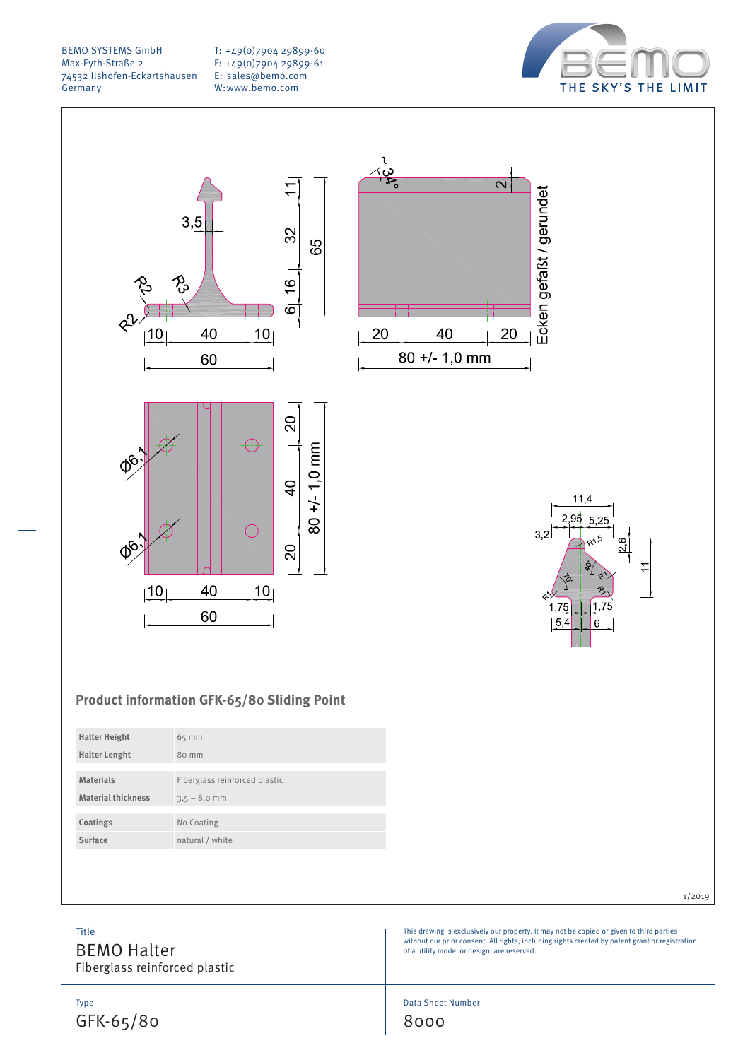BEMO SYSTEMS GmbH
Max-Eyth-Straße 2
74532 Ilshofen-Eckartshausen
Germany

T: +49(0)7904 29899-60
F: +49(0)7904 29899-61
E: sales@bemo.com
W: www.bemo.com

BEMO
THE SKY'S THE LIMIT

3,5 | R2 | R3 | R2 | 10 | 40 | 10 | 60 | 11 | 32 | 16 | 6 | 65

~34° | 2 | 20 | 40 | 20 | 80 +/- 1,0 mm | Ecken gefaßt / gerundet

Ø6,1 | Ø6,1 | 10 | 40 | 10 | 60 | 20 | 40 | 20 | 80 +/- 1,0 mm

11,4 | 2,95 | 5,25 | 3,2 | R1,5 | 2,6 | 11 | 40° | 70° | R1 | R1 | R1 | 1,75 | 1,75 | 5,4 | 6

## Product information GFK-65/80 Sliding Point

| | |
|---|---|
| **Halter Height** | 65 mm |
| **Halter Lenght** | 80 mm |
| **Materials** | Fiberglass reinforced plastic |
| **Material thickness** | 3,5 – 8,0 mm |
| **Coatings** | No Coating |
| **Surface** | natural / white |

1/2019

Title
BEMO Halter
Fiberglass reinforced plastic

This drawing is exclusively our property. It may not be copied or given to third parties without our prior consent. All rights, including rights created by patent grant or registration of a utility model or design, are reserved.

Type
GFK-65/80

Data Sheet Number
8000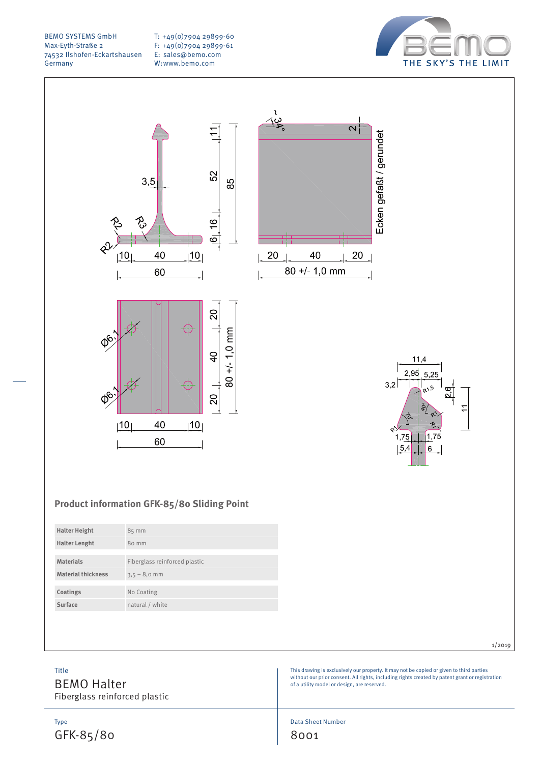BEMO SYSTEMS GmbH
Max-Eyth-Straße 2
74532 Ilshofen-Eckartshausen
Germany

T: +49(0)7904 29899-60
F: +49(0)7904 29899-61
E: sales@bemo.com
W: www.bemo.com

BEMO
THE SKY'S THE LIMIT

3,5 · R2 · R3 · R2 · 11 · 52 · 16 · 6 · 85 · 10 · 40 · 10 · 60

~34° · 2 · Ecken gefaßt / gerundet · 20 · 40 · 20 · 80 +/- 1,0 mm

Ø6,1 · Ø6,1 · 20 · 40 · 20 · 80 +/- 1,0 mm · 10 · 40 · 10 · 60

11,4 · 2,95 · 5,25 · 3,2 · R1,5 · 2,6 · 11 · 40° · 70° · R1 · R1 · R1 · 1,75 · 1,75 · 5,4 · 6

## Product information GFK-85/80 Sliding Point

| | |
|---|---|
| **Halter Height** | 85 mm |
| **Halter Lenght** | 80 mm |
| **Materials** | Fiberglass reinforced plastic |
| **Material thickness** | 3,5 – 8,0 mm |
| **Coatings** | No Coating |
| **Surface** | natural / white |

1/2019

Title
BEMO Halter
Fiberglass reinforced plastic

This drawing is exclusively our property. It may not be copied or given to third parties without our prior consent. All rights, including rights created by patent grant or registration of a utility model or design, are reserved.

Type
GFK-85/80

Data Sheet Number
8001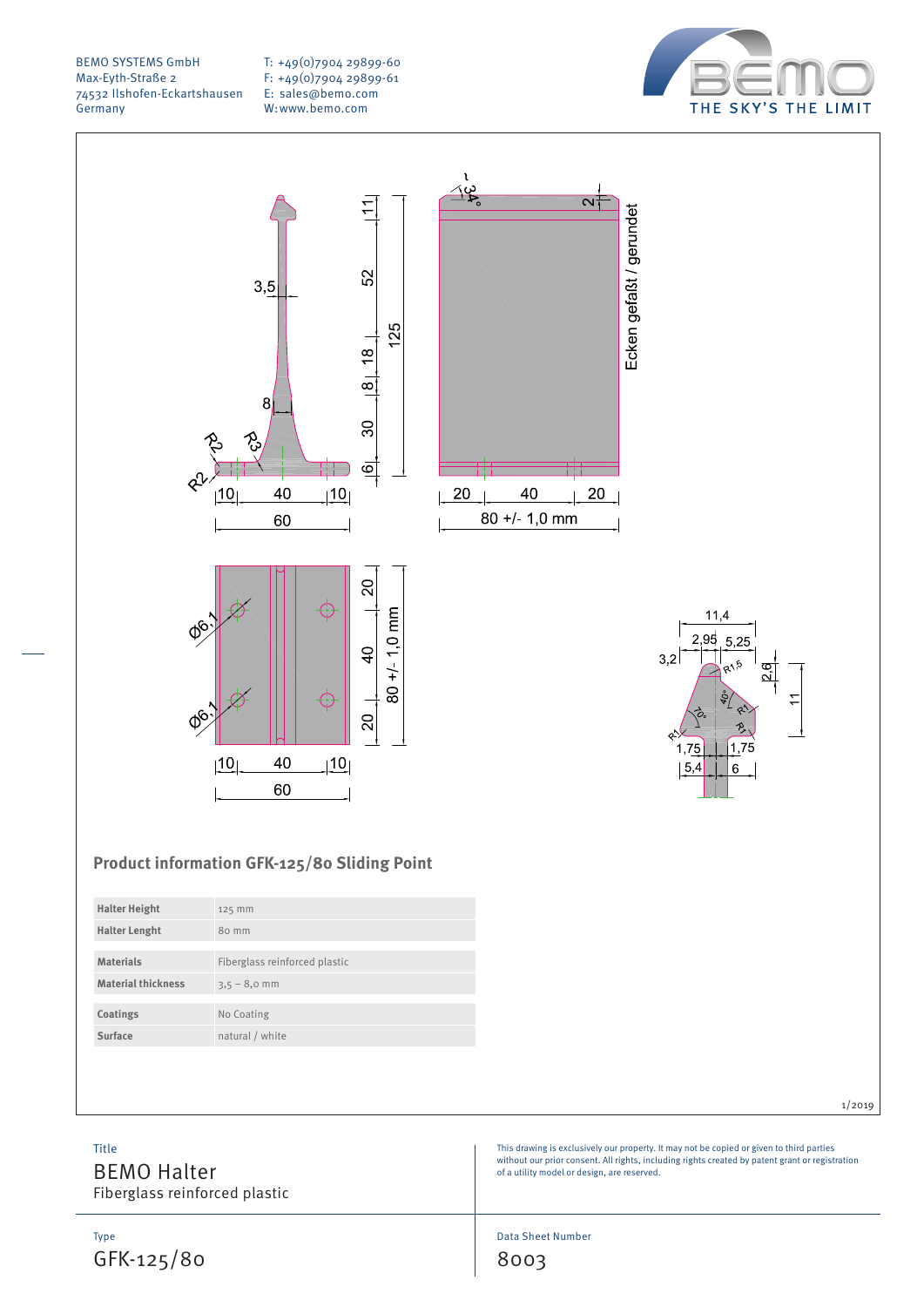BEMO SYSTEMS GmbH
Max-Eyth-Straße 2
74532 Ilshofen-Eckartshausen
Germany

T: +49(0)7904 29899-60
F: +49(0)7904 29899-61
E: sales@bemo.com
W: www.bemo.com

THE SKY'S THE LIMIT

Ecken gefaßt / gerundet

## Product information GFK-125/80 Sliding Point

| | |
|---|---|
| **Halter Height** | 125 mm |
| **Halter Lenght** | 80 mm |
| **Materials** | Fiberglass reinforced plastic |
| **Material thickness** | 3,5 – 8,0 mm |
| **Coatings** | No Coating |
| **Surface** | natural / white |

1/2019

Title

BEMO Halter
Fiberglass reinforced plastic

This drawing is exclusively our property. It may not be copied or given to third parties without our prior consent. All rights, including rights created by patent grant or registration of a utility model or design, are reserved.

Type

GFK-125/80

Data Sheet Number

8003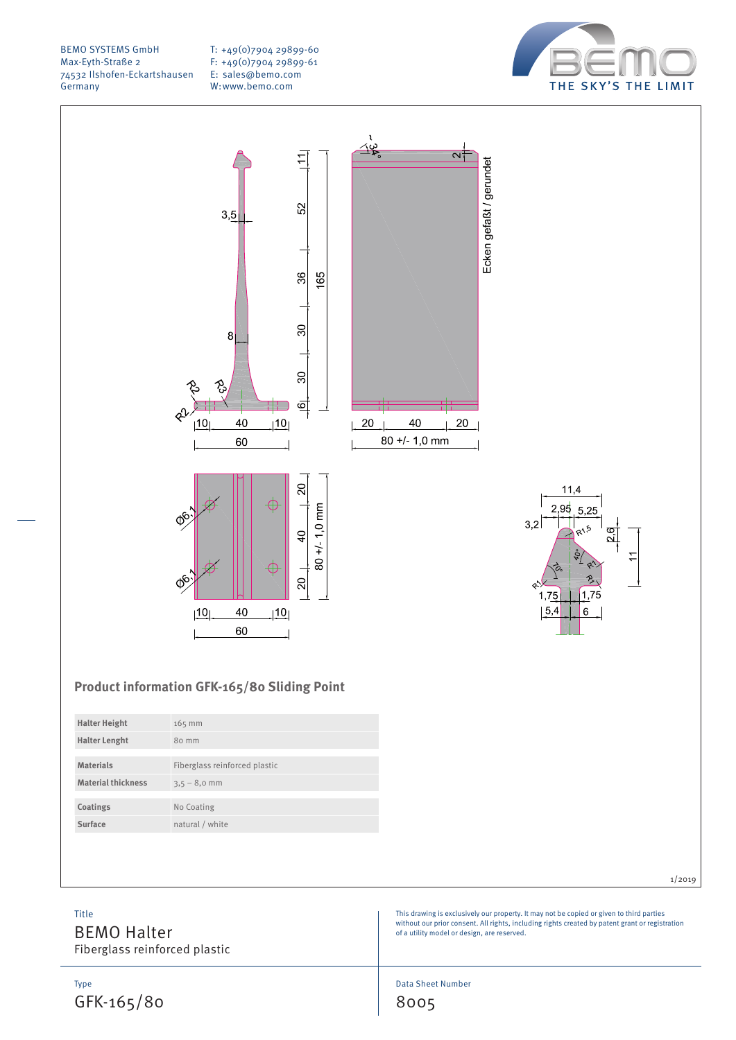BEMO SYSTEMS GmbH
Max-Eyth-Straße 2
74532 Ilshofen-Eckartshausen
Germany

T: +49(0)7904 29899-60
F: +49(0)7904 29899-61
E: sales@bemo.com
W: www.bemo.com

THE SKY'S THE LIMIT

3,5 | 8 | R2 | R3 | R2 | 10 | 40 | 10 | 60 | 11 | 52 | 36 | 30 | 30 | 6 | 165

34° | 2 | Ecken gefaßt / gerundet | 20 | 40 | 20 | 80 +/- 1,0 mm

Ø6,1 | Ø6,1 | 10 | 40 | 10 | 60 | 20 | 40 | 20 | 80 +/- 1,0 mm

11,4 | 2,95 | 5,25 | 3,2 | R1,5 | 2,6 | 11 | 40° | 70° | R1 | R1 | R1 | 1,75 | 1,75 | 5,4 | 6

## Product information GFK-165/80 Sliding Point

| | |
|---|---|
| **Halter Height** | 165 mm |
| **Halter Lenght** | 80 mm |
| **Materials** | Fiberglass reinforced plastic |
| **Material thickness** | 3,5 – 8,0 mm |
| **Coatings** | No Coating |
| **Surface** | natural / white |

1/2019

Title
BEMO Halter
Fiberglass reinforced plastic

This drawing is exclusively our property. It may not be copied or given to third parties without our prior consent. All rights, including rights created by patent grant or registration of a utility model or design, are reserved.

Type
GFK-165/80

Data Sheet Number
8005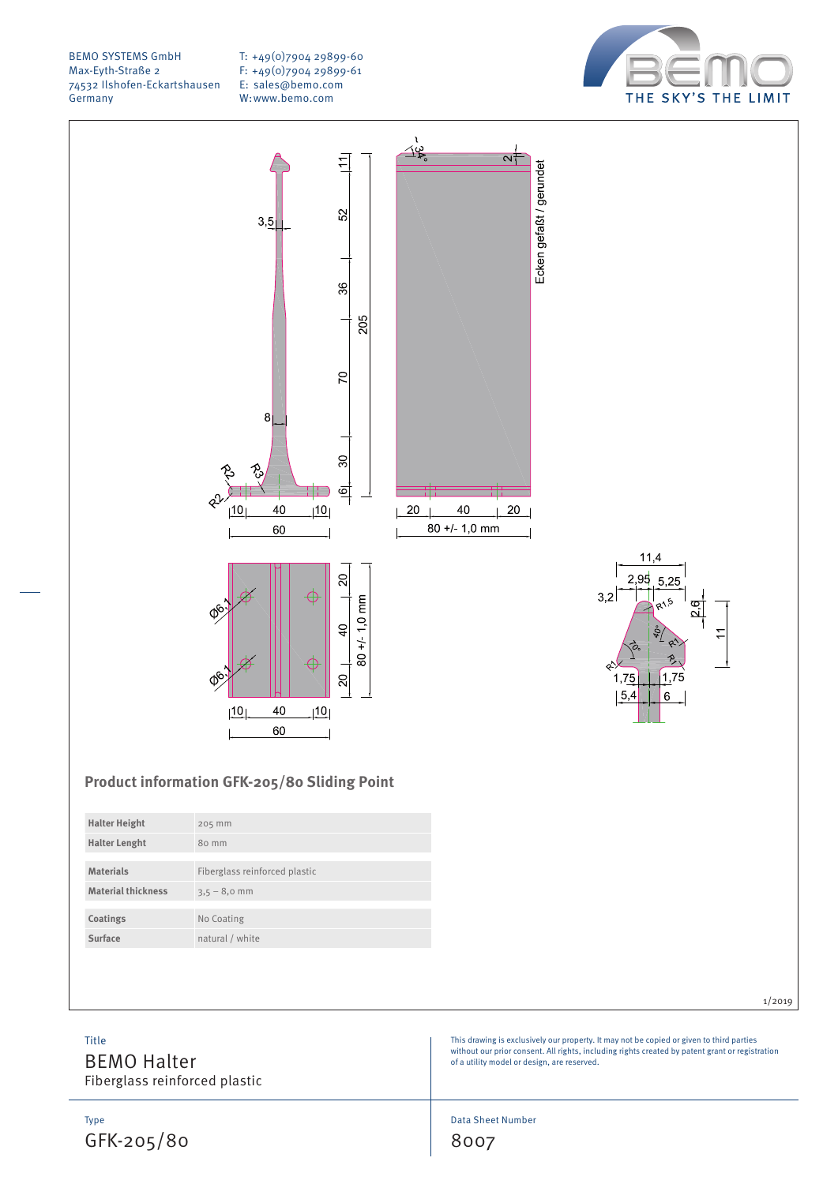BEMO SYSTEMS GmbH
Max-Eyth-Straße 2
74532 Ilshofen-Eckartshausen
Germany

T: +49(0)7904 29899-60
F: +49(0)7904 29899-61
E: sales@bemo.com
W: www.bemo.com

BEMO THE SKY'S THE LIMIT

## Product information GFK-205/80 Sliding Point

| | |
|---|---|
| **Halter Height** | 205 mm |
| **Halter Lenght** | 80 mm |
| **Materials** | Fiberglass reinforced plastic |
| **Material thickness** | 3,5 – 8,0 mm |
| **Coatings** | No Coating |
| **Surface** | natural / white |

1/2019

Title
# BEMO Halter
Fiberglass reinforced plastic

This drawing is exclusively our property. It may not be copied or given to third parties without our prior consent. All rights, including rights created by patent grant or registration of a utility model or design, are reserved.

Type
GFK-205/80

Data Sheet Number
8007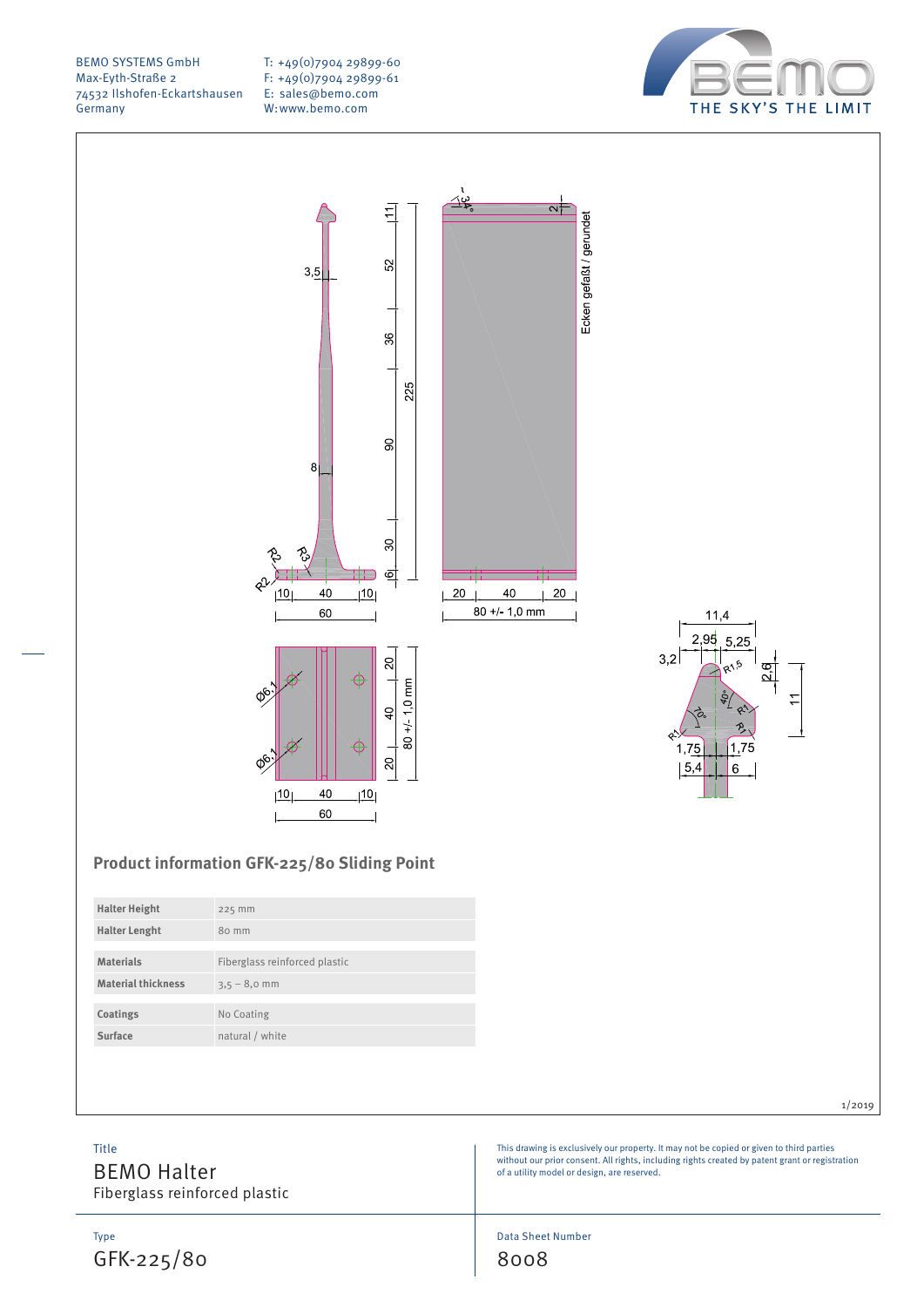BEMO SYSTEMS GmbH
Max-Eyth-Straße 2
74532 Ilshofen-Eckartshausen
Germany

T: +49(0)7904 29899-60
F: +49(0)7904 29899-61
E: sales@bemo.com
W: www.bemo.com

BEMO – THE SKY'S THE LIMIT

Ecken gefaßt / gerundet

80 +/- 1,0 mm

## Product information GFK-225/80 Sliding Point

| | |
|---|---|
| **Halter Height** | 225 mm |
| **Halter Lenght** | 80 mm |
| **Materials** | Fiberglass reinforced plastic |
| **Material thickness** | 3,5 – 8,0 mm |
| **Coatings** | No Coating |
| **Surface** | natural / white |

1/2019

Title
BEMO Halter
Fiberglass reinforced plastic

This drawing is exclusively our property. It may not be copied or given to third parties without our prior consent. All rights, including rights created by patent grant or registration of a utility model or design, are reserved.

Type
GFK-225/80

Data Sheet Number
8008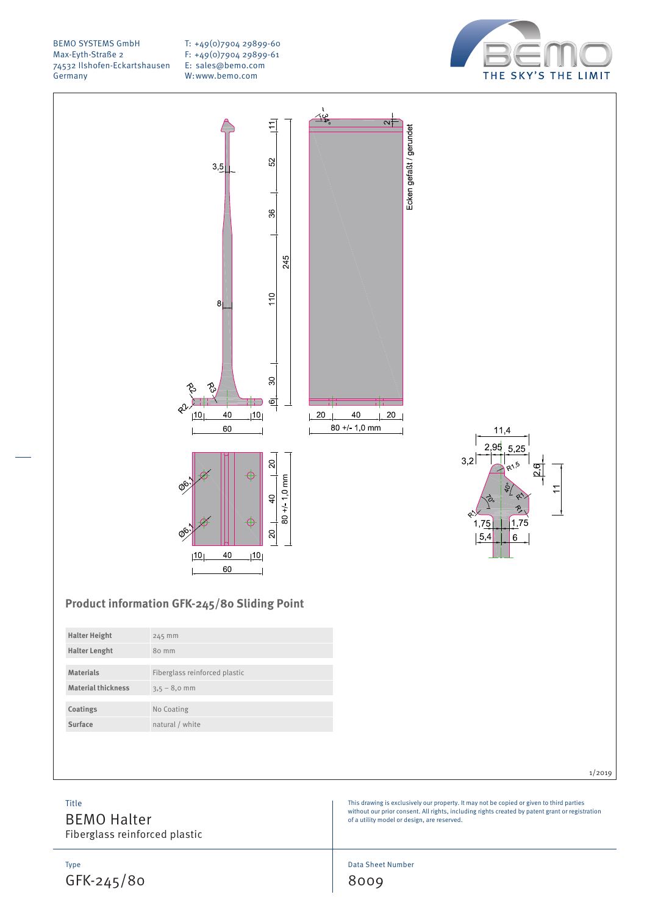BEMO SYSTEMS GmbH
Max-Eyth-Straße 2
74532 Ilshofen-Eckartshausen
Germany

T: +49(0)7904 29899-60
F: +49(0)7904 29899-61
E: sales@bemo.com
W: www.bemo.com

THE SKY'S THE LIMIT

11
52
36
245
110
30
6
3,5
8
R2
R3
R2
10
40
10
60
34°
2
Ecken gefaßt / gerundet
20
40
20
80 +/- 1,0 mm
Ø6,1
Ø6,1
20
40
20
80 +/- 1,0 mm
10
40
10
60
11,4
2,95
5,25
3,2
R1,5
2,6
11
40°
70°
R1
R1
R1
1,75
1,75
5,4
6

## Product information GFK-245/80 Sliding Point

| | |
|---|---|
| **Halter Height** | 245 mm |
| **Halter Lenght** | 80 mm |
| **Materials** | Fiberglass reinforced plastic |
| **Material thickness** | 3,5 – 8,0 mm |
| **Coatings** | No Coating |
| **Surface** | natural / white |

1/2019

Title
BEMO Halter
Fiberglass reinforced plastic

This drawing is exclusively our property. It may not be copied or given to third parties without our prior consent. All rights, including rights created by patent grant or registration of a utility model or design, are reserved.

Type
GFK-245/80

Data Sheet Number
8009